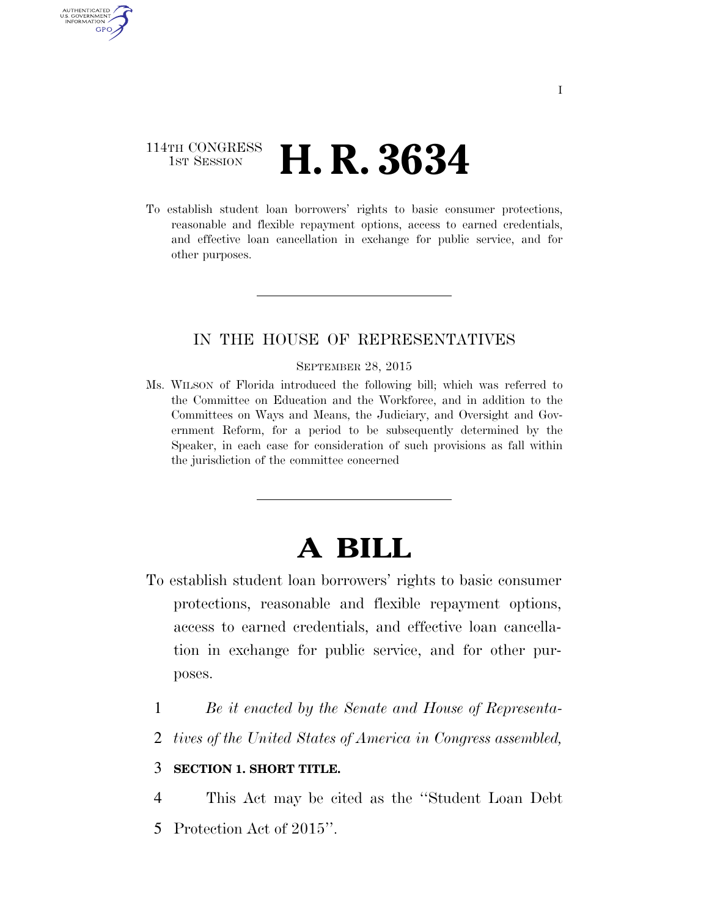114TH CONGRESS
1ST SESSION

# H. R. 3634

To establish student loan borrowers' rights to basic consumer protections, reasonable and flexible repayment options, access to earned credentials, and effective loan cancellation in exchange for public service, and for other purposes.

---

IN THE HOUSE OF REPRESENTATIVES

SEPTEMBER 28, 2015

Ms. WILSON of Florida introduced the following bill; which was referred to the Committee on Education and the Workforce, and in addition to the Committees on Ways and Means, the Judiciary, and Oversight and Government Reform, for a period to be subsequently determined by the Speaker, in each case for consideration of such provisions as fall within the jurisdiction of the committee concerned

---

# A BILL

To establish student loan borrowers' rights to basic consumer protections, reasonable and flexible repayment options, access to earned credentials, and effective loan cancellation in exchange for public service, and for other purposes.

1 *Be it enacted by the Senate and House of Representa-*
2 *tives of the United States of America in Congress assembled,*

3 **SECTION 1. SHORT TITLE.**

4 This Act may be cited as the "Student Loan Debt
5 Protection Act of 2015".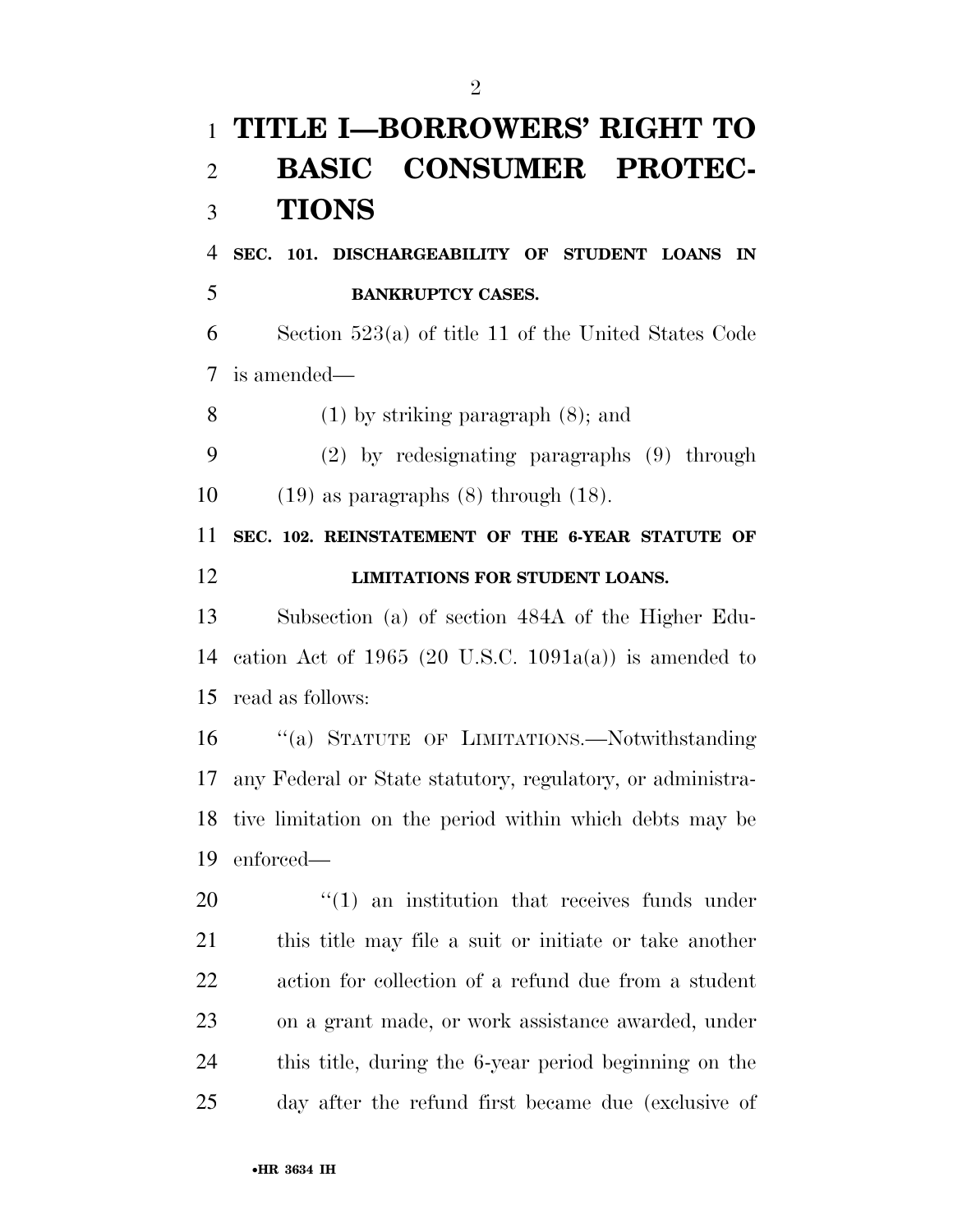# TITLE I—BORROWERS' RIGHT TO BASIC CONSUMER PROTECTIONS

**SEC. 101. DISCHARGEABILITY OF STUDENT LOANS IN BANKRUPTCY CASES.**

Section 523(a) of title 11 of the United States Code is amended—

(1) by striking paragraph (8); and

(2) by redesignating paragraphs (9) through (19) as paragraphs (8) through (18).

**SEC. 102. REINSTATEMENT OF THE 6-YEAR STATUTE OF LIMITATIONS FOR STUDENT LOANS.**

Subsection (a) of section 484A of the Higher Education Act of 1965 (20 U.S.C. 1091a(a)) is amended to read as follows:

"(a) STATUTE OF LIMITATIONS.—Notwithstanding any Federal or State statutory, regulatory, or administrative limitation on the period within which debts may be enforced—

"(1) an institution that receives funds under this title may file a suit or initiate or take another action for collection of a refund due from a student on a grant made, or work assistance awarded, under this title, during the 6-year period beginning on the day after the refund first became due (exclusive of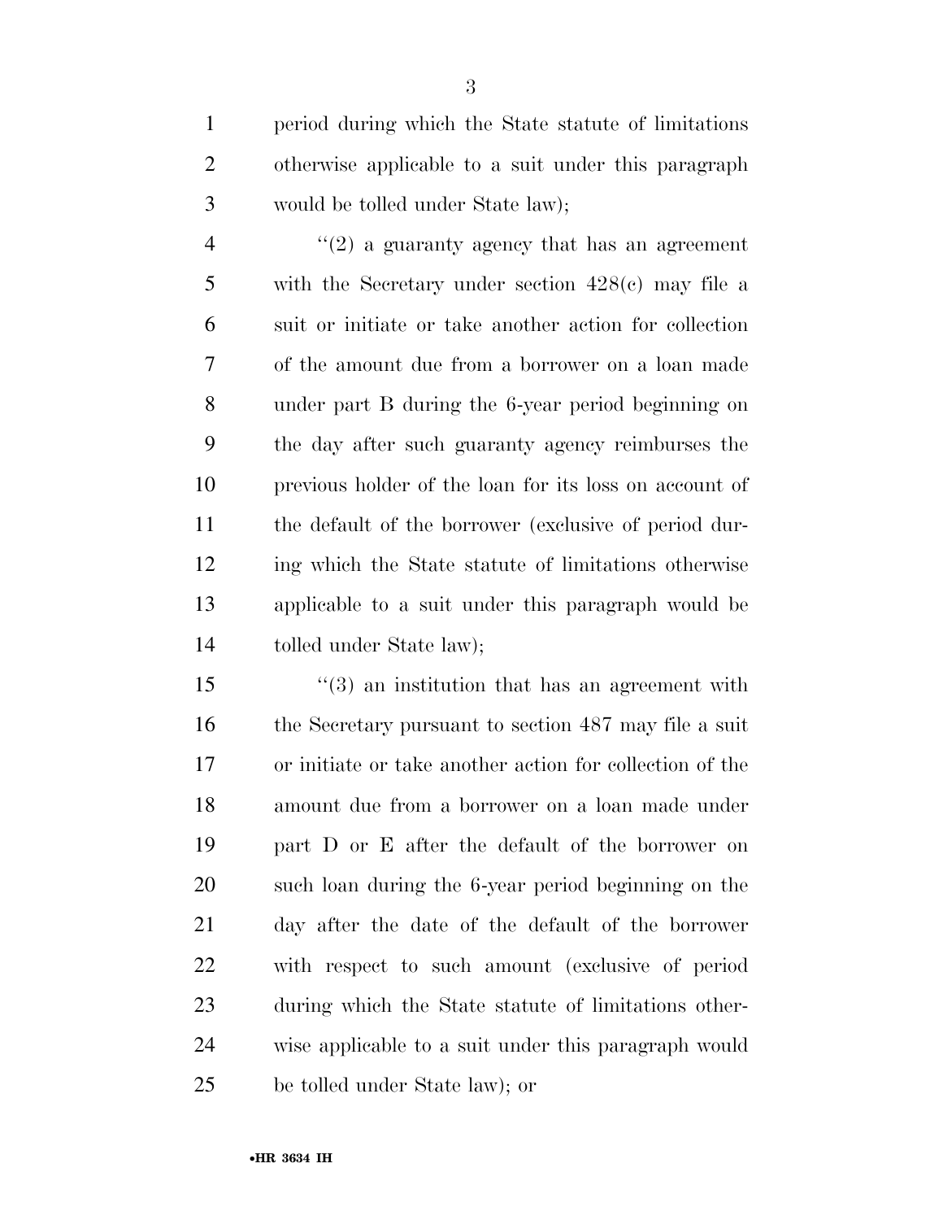period during which the State statute of limitations otherwise applicable to a suit under this paragraph would be tolled under State law);

''(2) a guaranty agency that has an agreement with the Secretary under section 428(c) may file a suit or initiate or take another action for collection of the amount due from a borrower on a loan made under part B during the 6-year period beginning on the day after such guaranty agency reimburses the previous holder of the loan for its loss on account of the default of the borrower (exclusive of period during which the State statute of limitations otherwise applicable to a suit under this paragraph would be tolled under State law);

''(3) an institution that has an agreement with the Secretary pursuant to section 487 may file a suit or initiate or take another action for collection of the amount due from a borrower on a loan made under part D or E after the default of the borrower on such loan during the 6-year period beginning on the day after the date of the default of the borrower with respect to such amount (exclusive of period during which the State statute of limitations otherwise applicable to a suit under this paragraph would be tolled under State law); or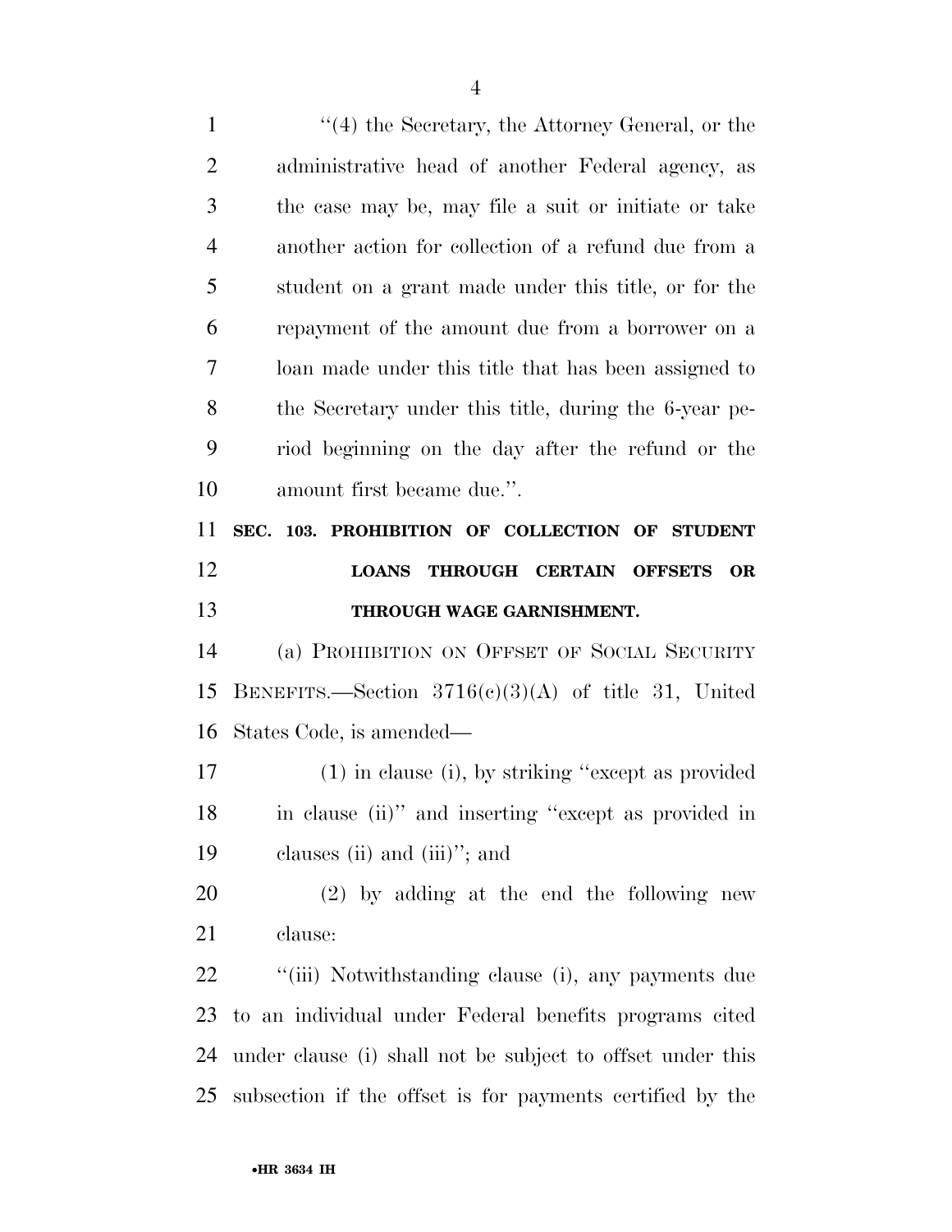"(4) the Secretary, the Attorney General, or the administrative head of another Federal agency, as the case may be, may file a suit or initiate or take another action for collection of a refund due from a student on a grant made under this title, or for the repayment of the amount due from a borrower on a loan made under this title that has been assigned to the Secretary under this title, during the 6-year period beginning on the day after the refund or the amount first became due.".

### SEC. 103. PROHIBITION OF COLLECTION OF STUDENT LOANS THROUGH CERTAIN OFFSETS OR THROUGH WAGE GARNISHMENT.

(a) PROHIBITION ON OFFSET OF SOCIAL SECURITY BENEFITS.—Section 3716(c)(3)(A) of title 31, United States Code, is amended—

(1) in clause (i), by striking "except as provided in clause (ii)" and inserting "except as provided in clauses (ii) and (iii)"; and

(2) by adding at the end the following new clause:

"(iii) Notwithstanding clause (i), any payments due to an individual under Federal benefits programs cited under clause (i) shall not be subject to offset under this subsection if the offset is for payments certified by the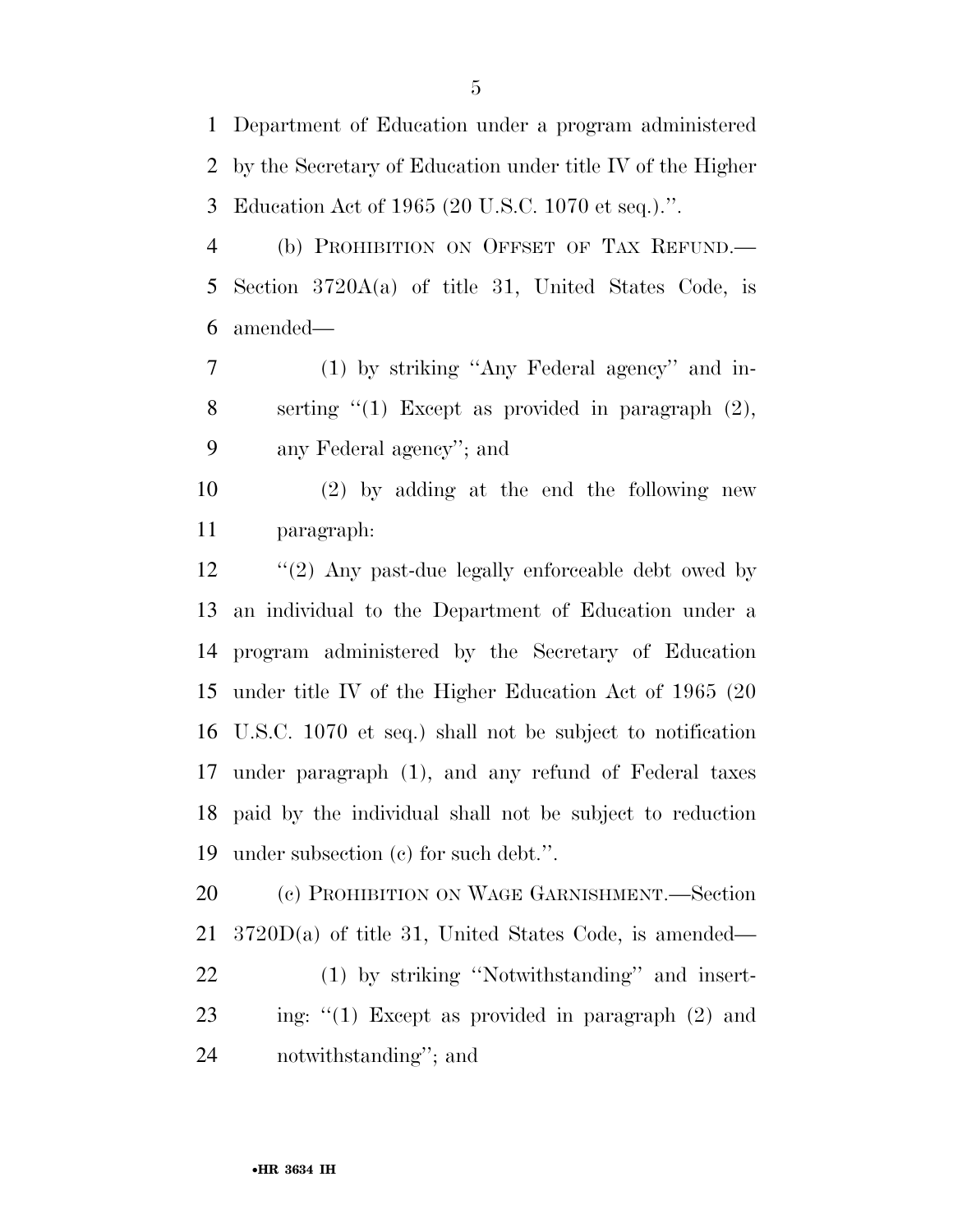Department of Education under a program administered by the Secretary of Education under title IV of the Higher Education Act of 1965 (20 U.S.C. 1070 et seq.).''.

(b) PROHIBITION ON OFFSET OF TAX REFUND.—Section 3720A(a) of title 31, United States Code, is amended—

(1) by striking ''Any Federal agency'' and inserting ''(1) Except as provided in paragraph (2), any Federal agency''; and

(2) by adding at the end the following new paragraph:

''(2) Any past-due legally enforceable debt owed by an individual to the Department of Education under a program administered by the Secretary of Education under title IV of the Higher Education Act of 1965 (20 U.S.C. 1070 et seq.) shall not be subject to notification under paragraph (1), and any refund of Federal taxes paid by the individual shall not be subject to reduction under subsection (c) for such debt.''.

(c) PROHIBITION ON WAGE GARNISHMENT.—Section 3720D(a) of title 31, United States Code, is amended—

(1) by striking ''Notwithstanding'' and inserting: ''(1) Except as provided in paragraph (2) and notwithstanding''; and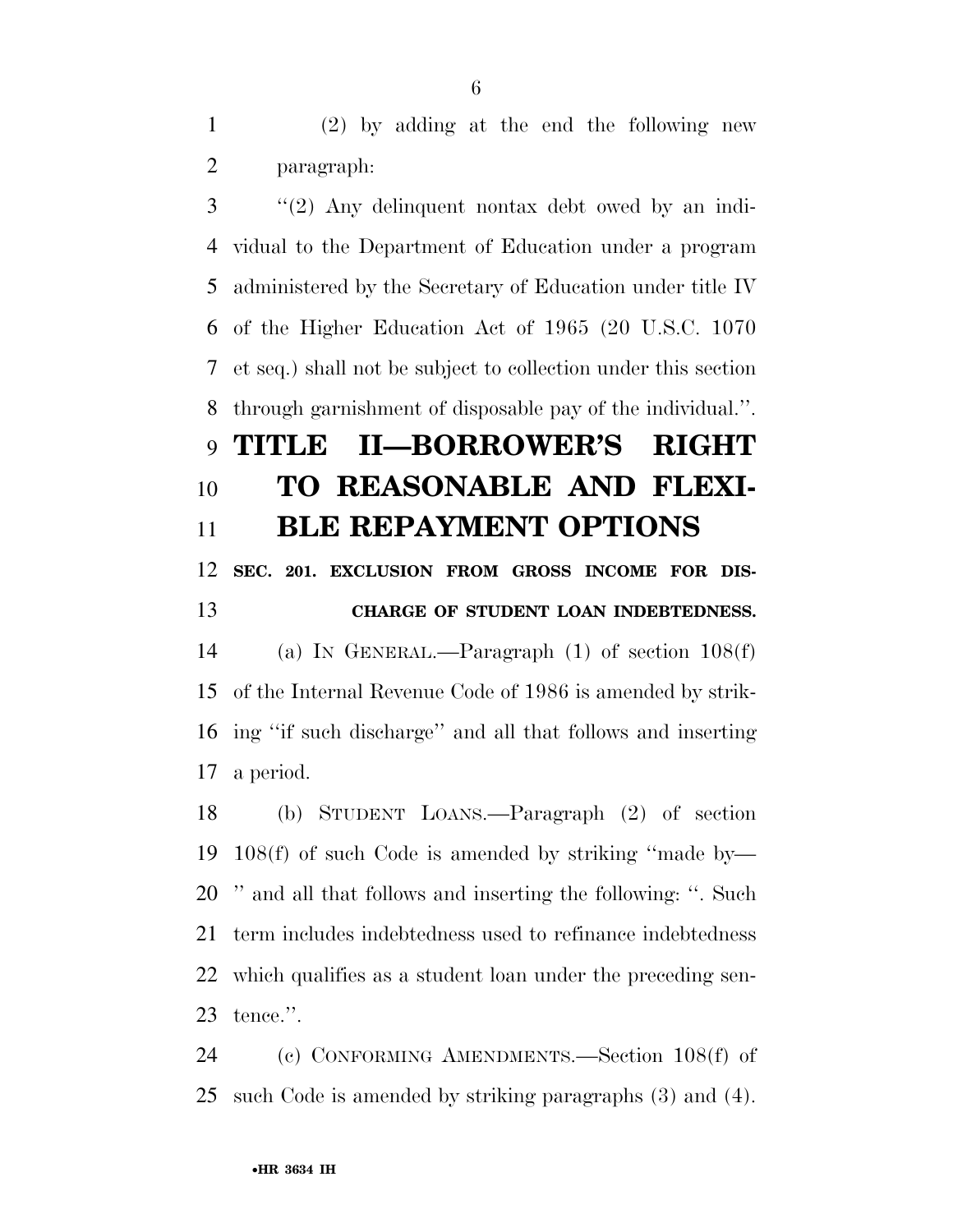(2) by adding at the end the following new paragraph:

"(2) Any delinquent nontax debt owed by an individual to the Department of Education under a program administered by the Secretary of Education under title IV of the Higher Education Act of 1965 (20 U.S.C. 1070 et seq.) shall not be subject to collection under this section through garnishment of disposable pay of the individual.".

# TITLE II—BORROWER'S RIGHT TO REASONABLE AND FLEXIBLE REPAYMENT OPTIONS

## SEC. 201. EXCLUSION FROM GROSS INCOME FOR DISCHARGE OF STUDENT LOAN INDEBTEDNESS.

(a) IN GENERAL.—Paragraph (1) of section 108(f) of the Internal Revenue Code of 1986 is amended by striking "if such discharge" and all that follows and inserting a period.

(b) STUDENT LOANS.—Paragraph (2) of section 108(f) of such Code is amended by striking "made by— " and all that follows and inserting the following: ". Such term includes indebtedness used to refinance indebtedness which qualifies as a student loan under the preceding sentence.".

(c) CONFORMING AMENDMENTS.—Section 108(f) of such Code is amended by striking paragraphs (3) and (4).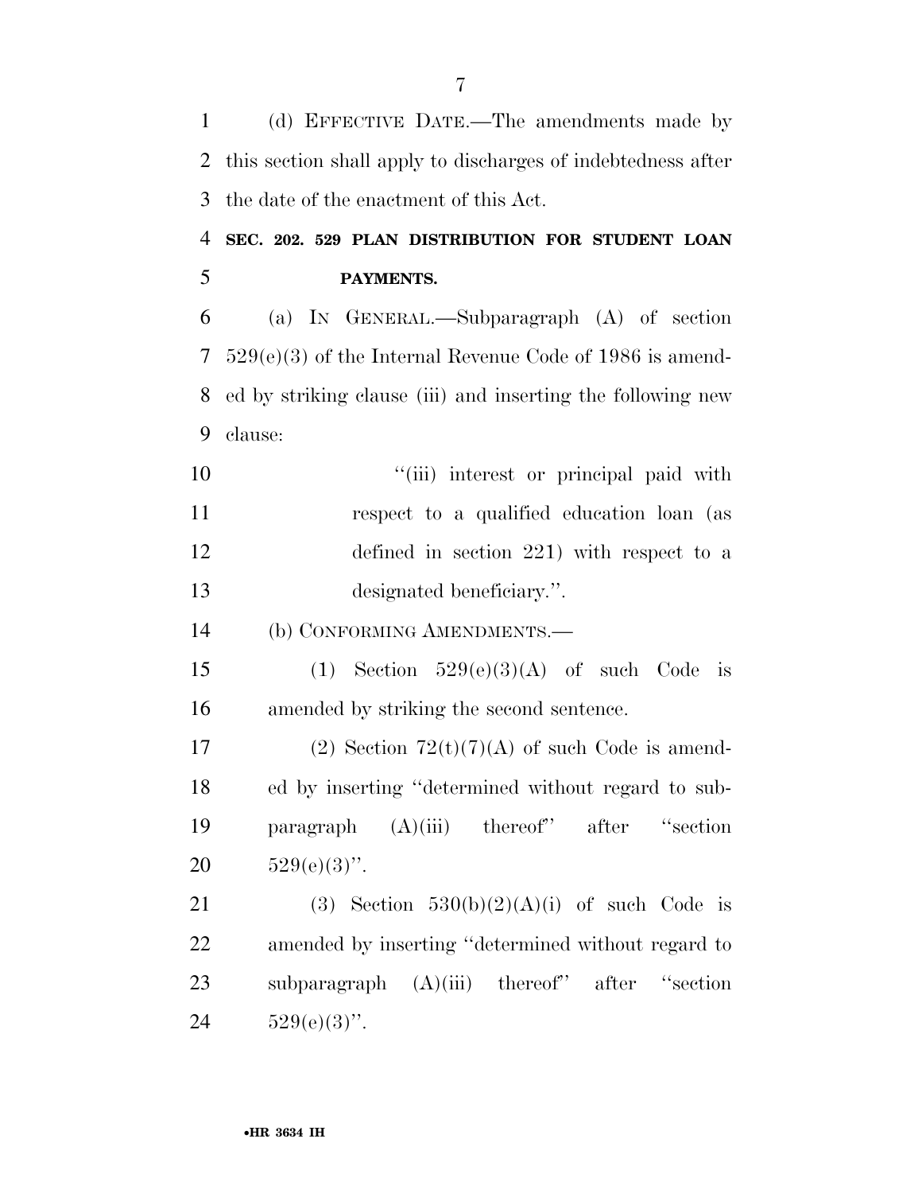(d) EFFECTIVE DATE.—The amendments made by this section shall apply to discharges of indebtedness after the date of the enactment of this Act.

**SEC. 202. 529 PLAN DISTRIBUTION FOR STUDENT LOAN PAYMENTS.**

(a) IN GENERAL.—Subparagraph (A) of section 529(e)(3) of the Internal Revenue Code of 1986 is amended by striking clause (iii) and inserting the following new clause:

"(iii) interest or principal paid with respect to a qualified education loan (as defined in section 221) with respect to a designated beneficiary.".

(b) CONFORMING AMENDMENTS.—

(1) Section 529(e)(3)(A) of such Code is amended by striking the second sentence.

(2) Section 72(t)(7)(A) of such Code is amended by inserting "determined without regard to subparagraph (A)(iii) thereof" after "section 529(e)(3)".

(3) Section 530(b)(2)(A)(i) of such Code is amended by inserting "determined without regard to subparagraph (A)(iii) thereof" after "section 529(e)(3)".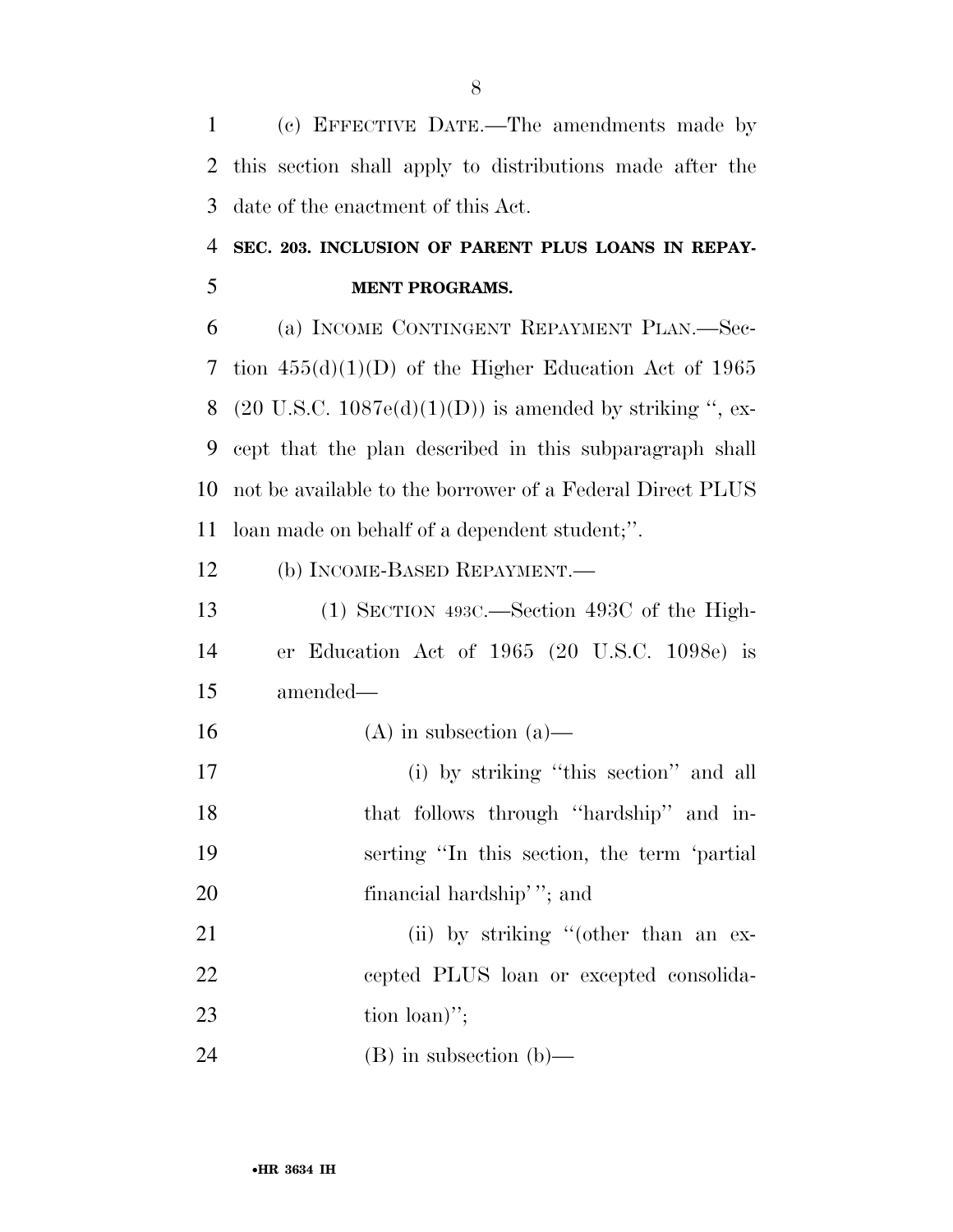(c) EFFECTIVE DATE.—The amendments made by this section shall apply to distributions made after the date of the enactment of this Act.

**SEC. 203. INCLUSION OF PARENT PLUS LOANS IN REPAYMENT PROGRAMS.**

(a) INCOME CONTINGENT REPAYMENT PLAN.—Section 455(d)(1)(D) of the Higher Education Act of 1965 (20 U.S.C. 1087e(d)(1)(D)) is amended by striking ", except that the plan described in this subparagraph shall not be available to the borrower of a Federal Direct PLUS loan made on behalf of a dependent student;".

(b) INCOME-BASED REPAYMENT.—

(1) SECTION 493C.—Section 493C of the Higher Education Act of 1965 (20 U.S.C. 1098e) is amended—

(A) in subsection (a)—

(i) by striking "this section" and all that follows through "hardship" and inserting "In this section, the term 'partial financial hardship' "; and

(ii) by striking "(other than an excepted PLUS loan or excepted consolidation loan)";

(B) in subsection (b)—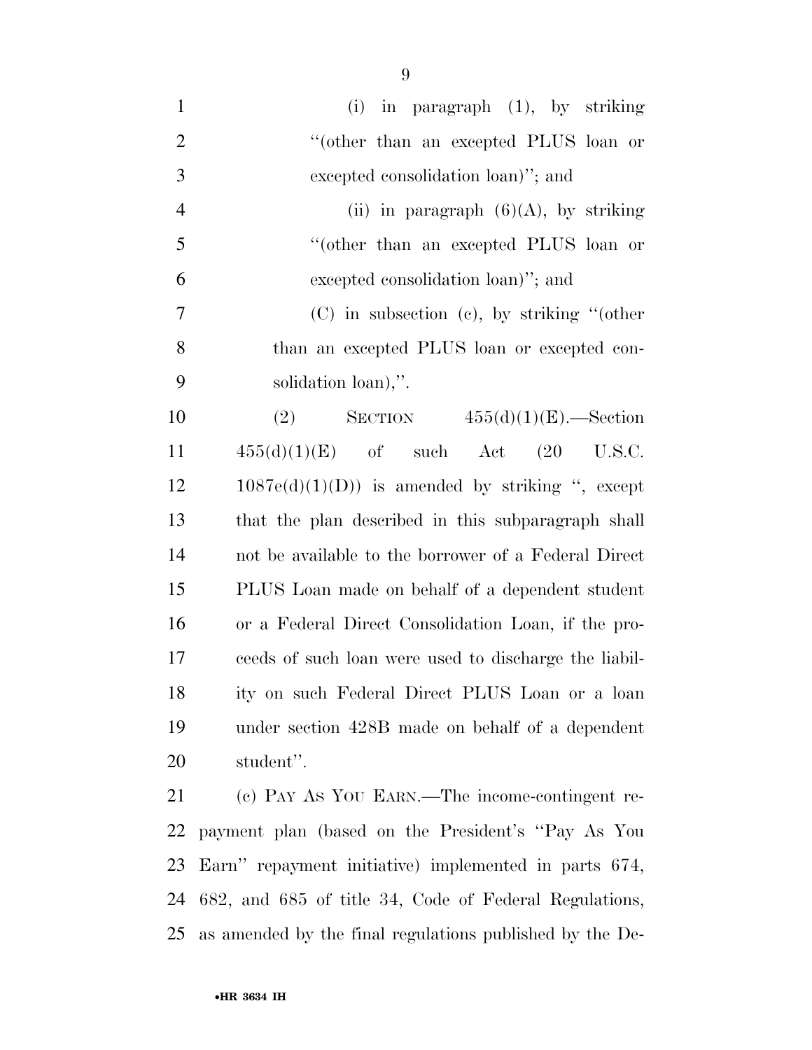(i) in paragraph (1), by striking "(other than an excepted PLUS loan or excepted consolidation loan)"; and

(ii) in paragraph (6)(A), by striking "(other than an excepted PLUS loan or excepted consolidation loan)"; and

(C) in subsection (c), by striking "(other than an excepted PLUS loan or excepted consolidation loan),".

(2) SECTION 455(d)(1)(E).—Section 455(d)(1)(E) of such Act (20 U.S.C. 1087e(d)(1)(D)) is amended by striking ", except that the plan described in this subparagraph shall not be available to the borrower of a Federal Direct PLUS Loan made on behalf of a dependent student or a Federal Direct Consolidation Loan, if the proceeds of such loan were used to discharge the liability on such Federal Direct PLUS Loan or a loan under section 428B made on behalf of a dependent student".

(c) PAY AS YOU EARN.—The income-contingent repayment plan (based on the President's "Pay As You Earn" repayment initiative) implemented in parts 674, 682, and 685 of title 34, Code of Federal Regulations, as amended by the final regulations published by the De-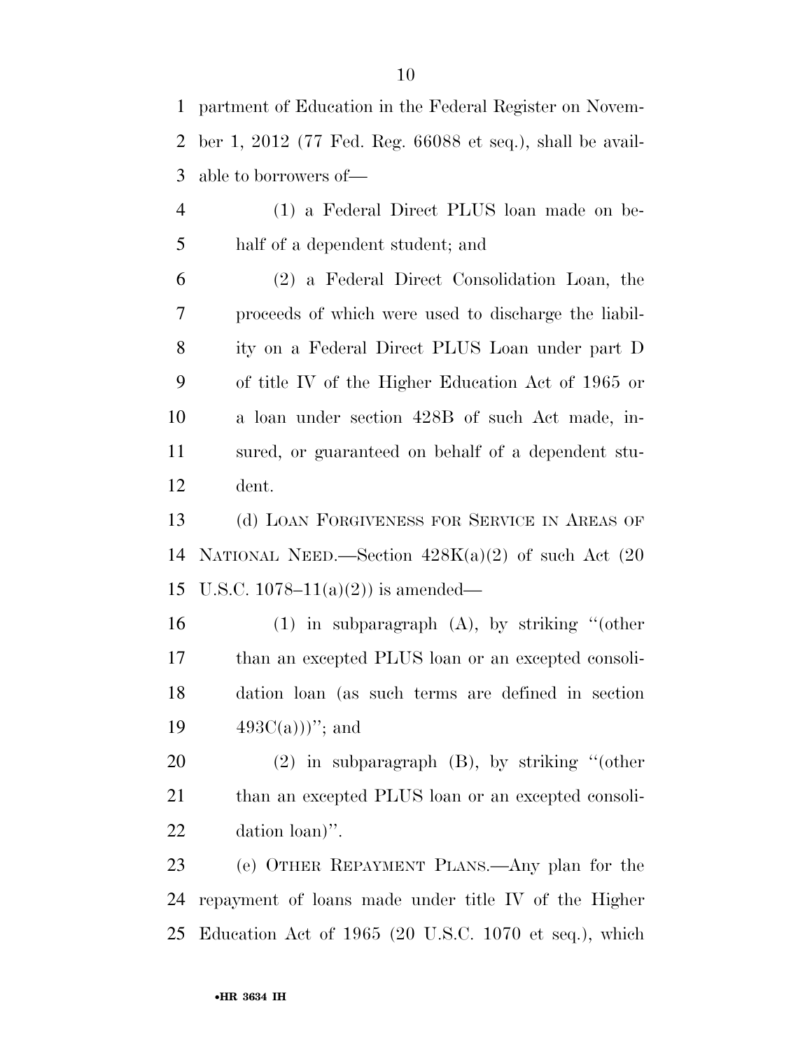partment of Education in the Federal Register on November 1, 2012 (77 Fed. Reg. 66088 et seq.), shall be available to borrowers of—

(1) a Federal Direct PLUS loan made on behalf of a dependent student; and

(2) a Federal Direct Consolidation Loan, the proceeds of which were used to discharge the liability on a Federal Direct PLUS Loan under part D of title IV of the Higher Education Act of 1965 or a loan under section 428B of such Act made, insured, or guaranteed on behalf of a dependent student.

(d) LOAN FORGIVENESS FOR SERVICE IN AREAS OF NATIONAL NEED.—Section 428K(a)(2) of such Act (20 U.S.C. 1078–11(a)(2)) is amended—

(1) in subparagraph (A), by striking "(other than an excepted PLUS loan or an excepted consolidation loan (as such terms are defined in section 493C(a)))"; and

(2) in subparagraph (B), by striking "(other than an excepted PLUS loan or an excepted consolidation loan)".

(e) OTHER REPAYMENT PLANS.—Any plan for the repayment of loans made under title IV of the Higher Education Act of 1965 (20 U.S.C. 1070 et seq.), which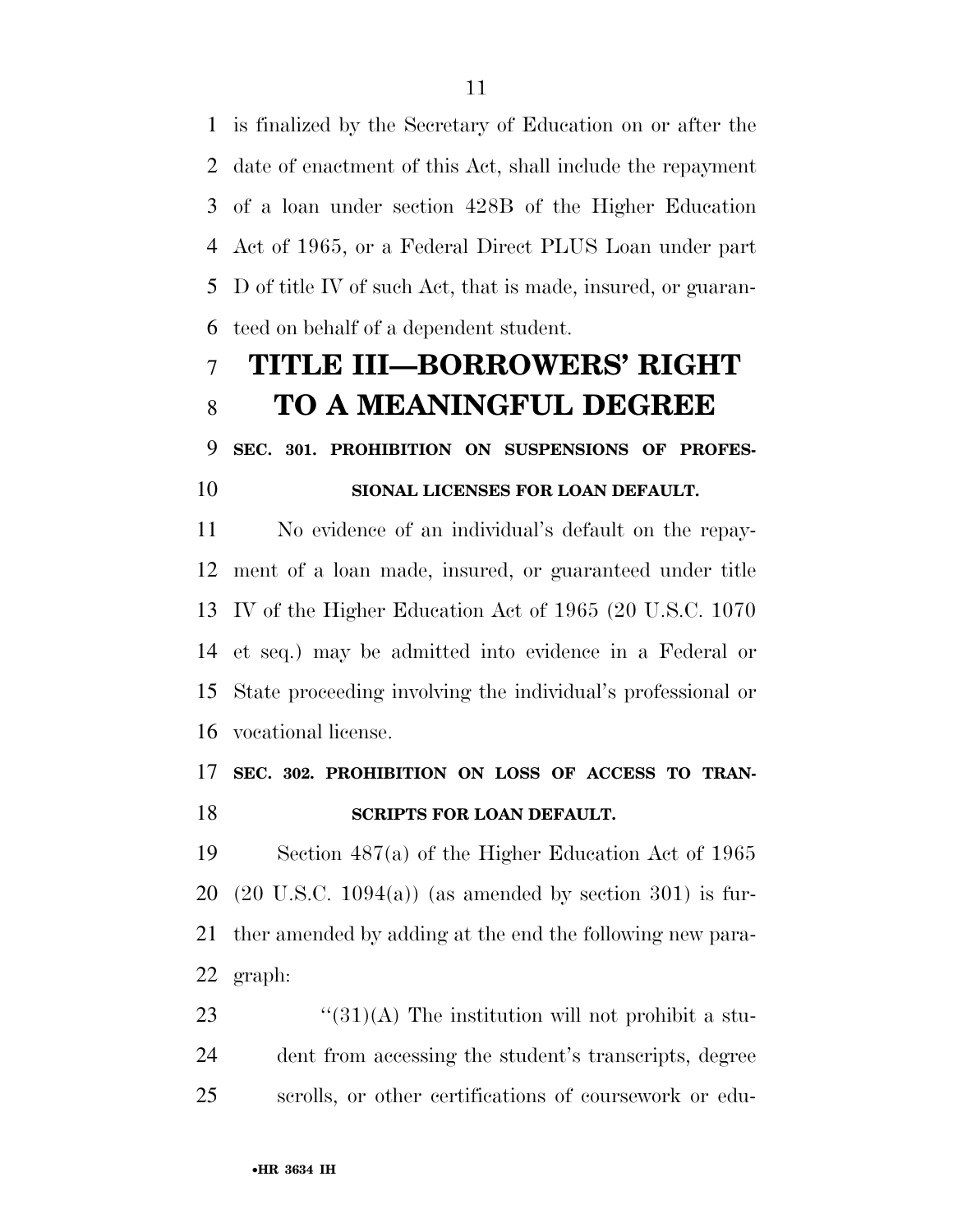is finalized by the Secretary of Education on or after the date of enactment of this Act, shall include the repayment of a loan under section 428B of the Higher Education Act of 1965, or a Federal Direct PLUS Loan under part D of title IV of such Act, that is made, insured, or guaranteed on behalf of a dependent student.

# TITLE III—BORROWERS' RIGHT TO A MEANINGFUL DEGREE

### SEC. 301. PROHIBITION ON SUSPENSIONS OF PROFESSIONAL LICENSES FOR LOAN DEFAULT.

No evidence of an individual's default on the repayment of a loan made, insured, or guaranteed under title IV of the Higher Education Act of 1965 (20 U.S.C. 1070 et seq.) may be admitted into evidence in a Federal or State proceeding involving the individual's professional or vocational license.

### SEC. 302. PROHIBITION ON LOSS OF ACCESS TO TRANSCRIPTS FOR LOAN DEFAULT.

Section 487(a) of the Higher Education Act of 1965 (20 U.S.C. 1094(a)) (as amended by section 301) is further amended by adding at the end the following new paragraph:

"(31)(A) The institution will not prohibit a student from accessing the student's transcripts, degree scrolls, or other certifications of coursework or edu-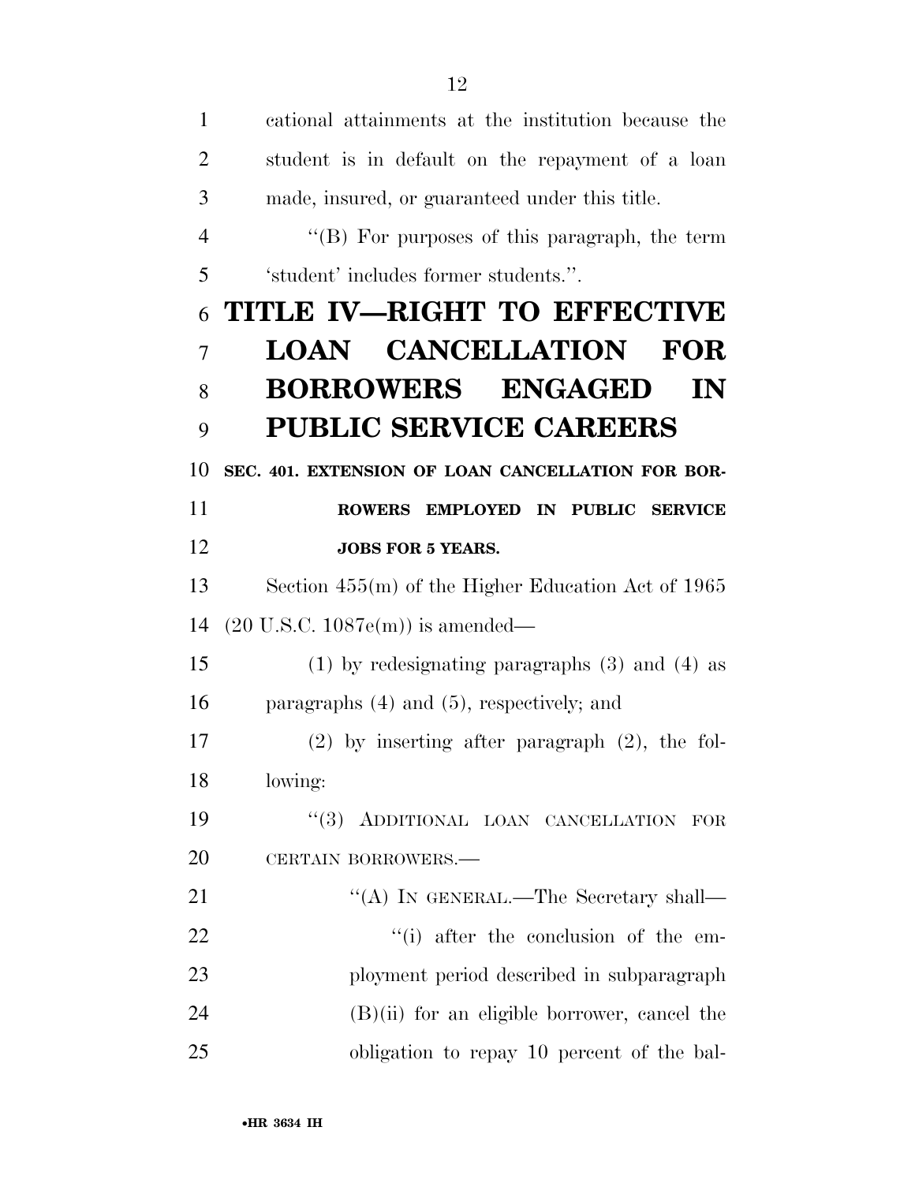cational attainments at the institution because the student is in default on the repayment of a loan made, insured, or guaranteed under this title.

''(B) For purposes of this paragraph, the term 'student' includes former students.''.

# TITLE IV—RIGHT TO EFFECTIVE LOAN CANCELLATION FOR BORROWERS ENGAGED IN PUBLIC SERVICE CAREERS

**SEC. 401. EXTENSION OF LOAN CANCELLATION FOR BORROWERS EMPLOYED IN PUBLIC SERVICE JOBS FOR 5 YEARS.**

Section 455(m) of the Higher Education Act of 1965 (20 U.S.C. 1087e(m)) is amended—

(1) by redesignating paragraphs (3) and (4) as paragraphs (4) and (5), respectively; and

(2) by inserting after paragraph (2), the following:

''(3) ADDITIONAL LOAN CANCELLATION FOR CERTAIN BORROWERS.—

''(A) IN GENERAL.—The Secretary shall—

''(i) after the conclusion of the employment period described in subparagraph (B)(ii) for an eligible borrower, cancel the obligation to repay 10 percent of the bal-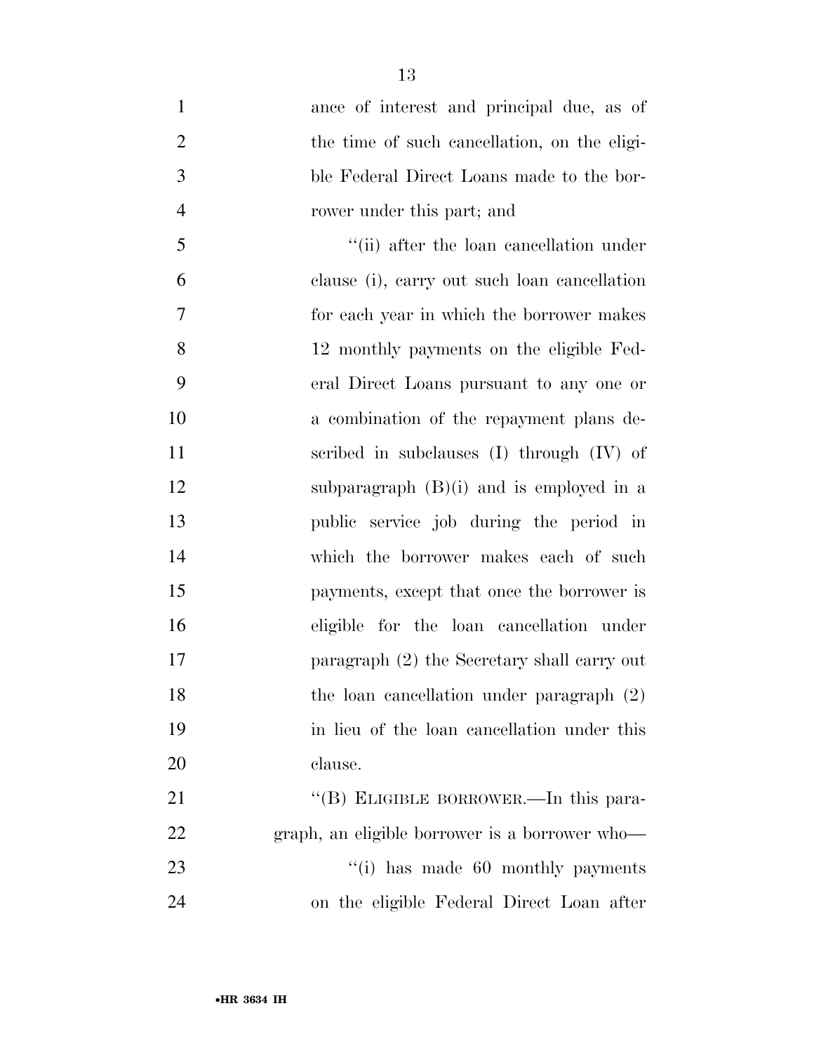ance of interest and principal due, as of the time of such cancellation, on the eligible Federal Direct Loans made to the borrower under this part; and

''(ii) after the loan cancellation under clause (i), carry out such loan cancellation for each year in which the borrower makes 12 monthly payments on the eligible Federal Direct Loans pursuant to any one or a combination of the repayment plans described in subclauses (I) through (IV) of subparagraph (B)(i) and is employed in a public service job during the period in which the borrower makes each of such payments, except that once the borrower is eligible for the loan cancellation under paragraph (2) the Secretary shall carry out the loan cancellation under paragraph (2) in lieu of the loan cancellation under this clause.

''(B) ELIGIBLE BORROWER.—In this paragraph, an eligible borrower is a borrower who—

''(i) has made 60 monthly payments on the eligible Federal Direct Loan after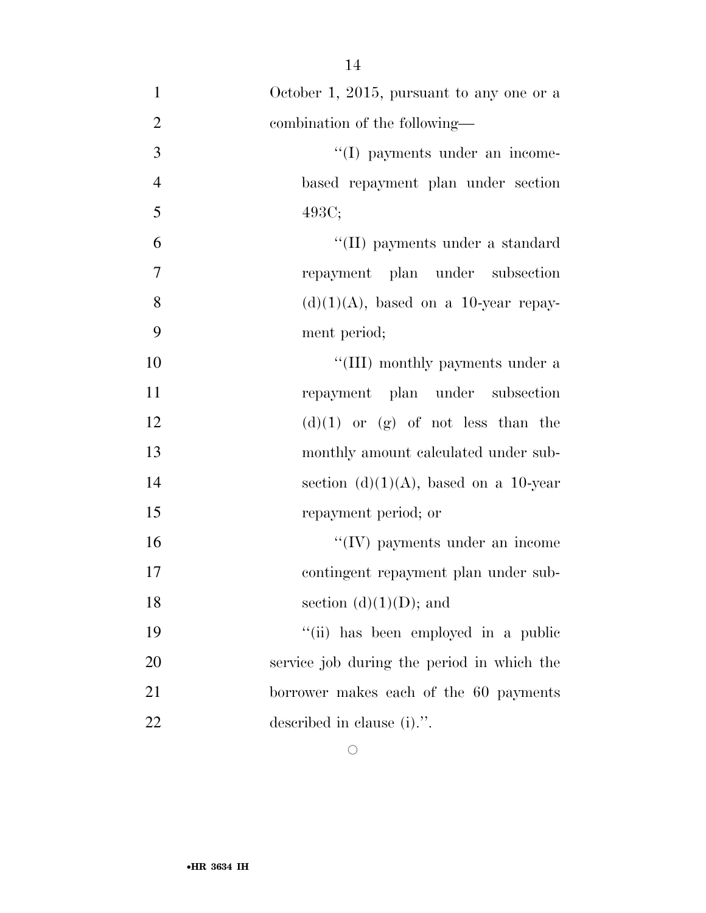October 1, 2015, pursuant to any one or a combination of the following—

"(I) payments under an income-based repayment plan under section 493C;

"(II) payments under a standard repayment plan under subsection (d)(1)(A), based on a 10-year repayment period;

"(III) monthly payments under a repayment plan under subsection (d)(1) or (g) of not less than the monthly amount calculated under subsection (d)(1)(A), based on a 10-year repayment period; or

"(IV) payments under an income contingent repayment plan under subsection (d)(1)(D); and

"(ii) has been employed in a public service job during the period in which the borrower makes each of the 60 payments described in clause (i).".

○